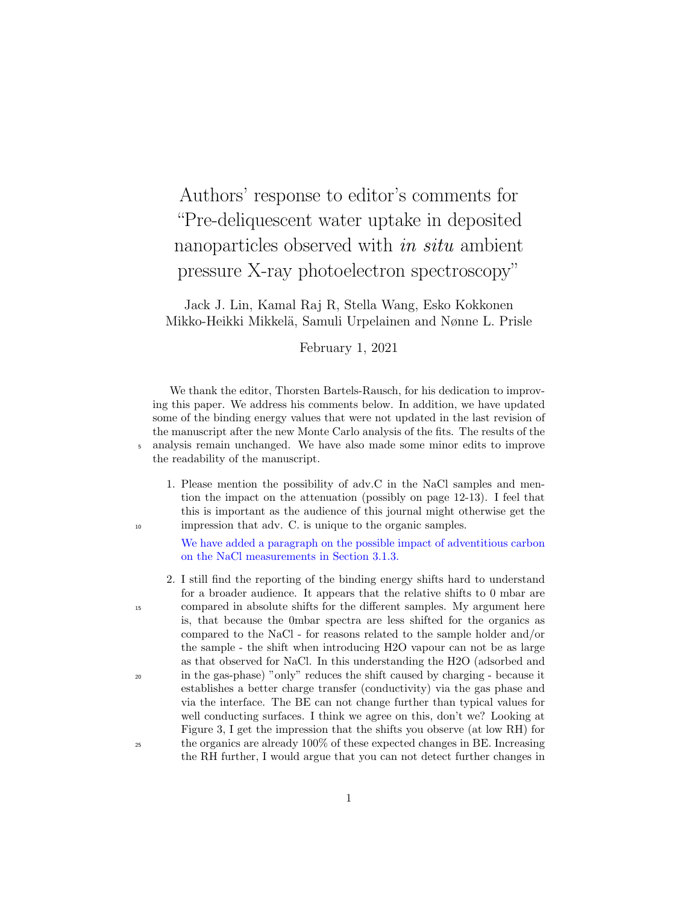# Authors' response to editor's comments for "Pre-deliquescent water uptake in deposited nanoparticles observed with *in situ* ambient pressure X-ray photoelectron spectroscopy"

Jack J. Lin, Kamal Raj R, Stella Wang, Esko Kokkonen Mikko-Heikki Mikkelä, Samuli Urpelainen and Nønne L. Prisle

February 1, 2021

We thank the editor, Thorsten Bartels-Rausch, for his dedication to improving this paper. We address his comments below. In addition, we have updated some of the binding energy values that were not updated in the last revision of the manuscript after the new Monte Carlo analysis of the fits. The results of the analysis remain unchanged. We have also made some minor edits to improve the readability of the manuscript.

1. Please mention the possibility of adv.C in the NaCl samples and mention the impact on the attenuation (possibly on page 12-13). I feel that this is important as the audience of this journal might otherwise get the impression that adv. C. is unique to the organic samples.

   We have added a paragraph on the possible impact of adventitious carbon on the NaCl measurements in Section 3.1.3.

2. I still find the reporting of the binding energy shifts hard to understand for a broader audience. It appears that the relative shifts to 0 mbar are compared in absolute shifts for the different samples. My argument here is, that because the 0mbar spectra are less shifted for the organics as compared to the NaCl - for reasons related to the sample holder and/or the sample - the shift when introducing H2O vapour can not be as large as that observed for NaCl. In this understanding the H2O (adsorbed and in the gas-phase) "only" reduces the shift caused by charging - because it establishes a better charge transfer (conductivity) via the gas phase and via the interface. The BE can not change further than typical values for well conducting surfaces. I think we agree on this, don't we? Looking at Figure 3, I get the impression that the shifts you observe (at low RH) for the organics are already 100% of these expected changes in BE. Increasing the RH further, I would argue that you can not detect further changes in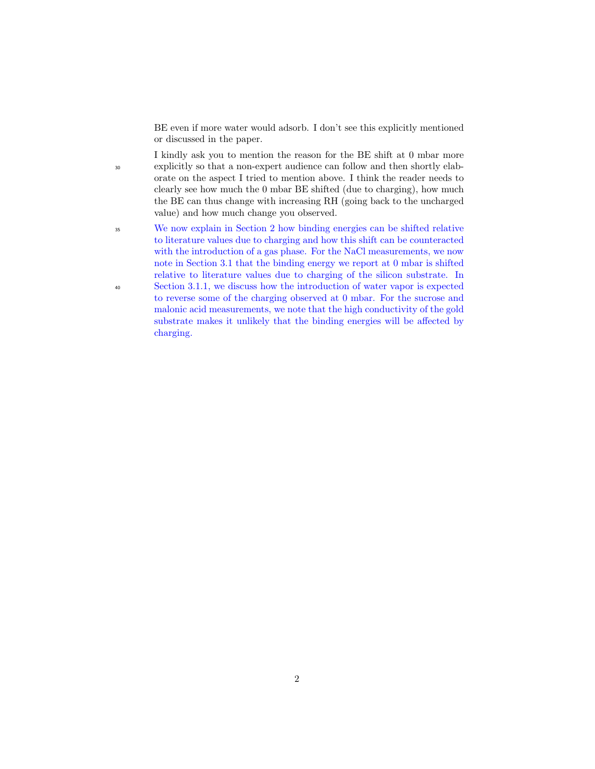BE even if more water would adsorb. I don't see this explicitly mentioned or discussed in the paper.

I kindly ask you to mention the reason for the BE shift at 0 mbar more explicitly so that a non-expert audience can follow and then shortly elaborate on the aspect I tried to mention above. I think the reader needs to clearly see how much the 0 mbar BE shifted (due to charging), how much the BE can thus change with increasing RH (going back to the uncharged value) and how much change you observed.

We now explain in Section 2 how binding energies can be shifted relative to literature values due to charging and how this shift can be counteracted with the introduction of a gas phase. For the NaCl measurements, we now note in Section 3.1 that the binding energy we report at 0 mbar is shifted relative to literature values due to charging of the silicon substrate. In Section 3.1.1, we discuss how the introduction of water vapor is expected to reverse some of the charging observed at 0 mbar. For the sucrose and malonic acid measurements, we note that the high conductivity of the gold substrate makes it unlikely that the binding energies will be affected by charging.